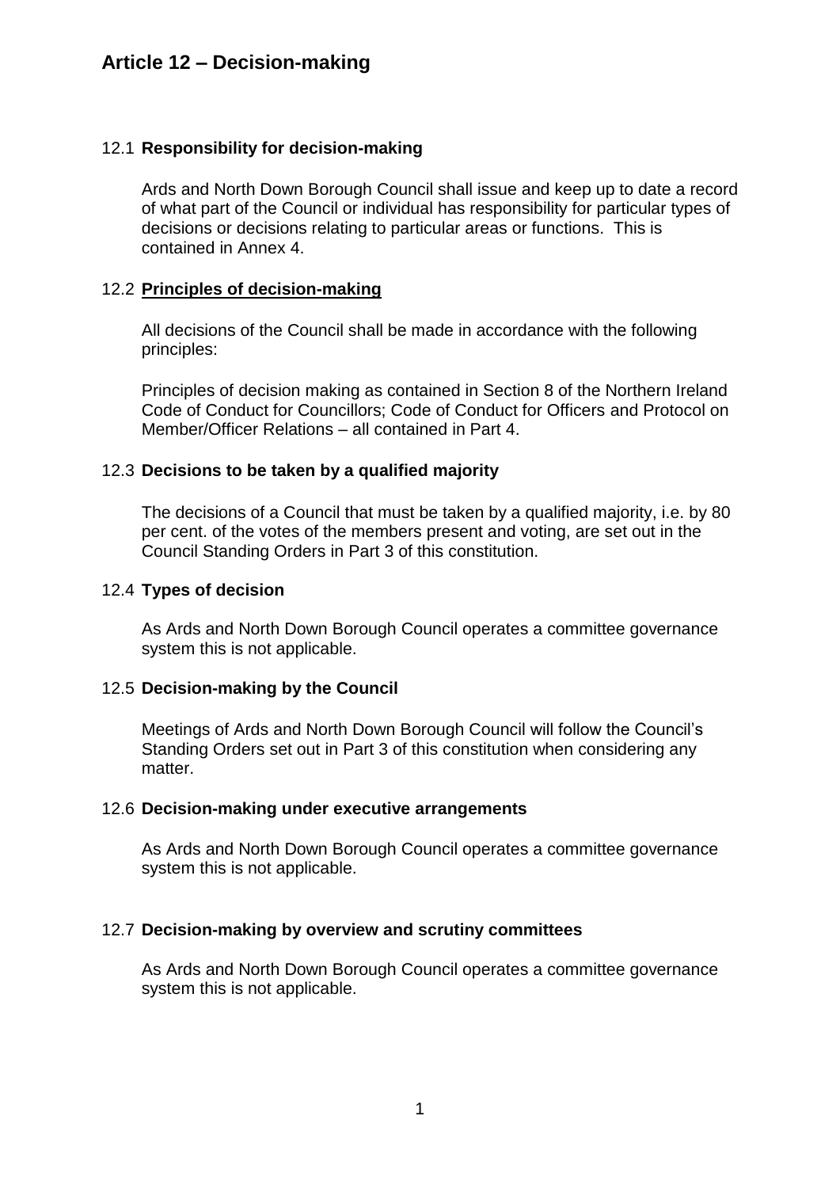# Article 12 – Decision-making

## 12.1 **Responsibility for decision-making**

Ards and North Down Borough Council shall issue and keep up to date a record of what part of the Council or individual has responsibility for particular types of decisions or decisions relating to particular areas or functions. This is contained in Annex 4.

## 12.2 **Principles of decision-making**

All decisions of the Council shall be made in accordance with the following principles:

Principles of decision making as contained in Section 8 of the Northern Ireland Code of Conduct for Councillors; Code of Conduct for Officers and Protocol on Member/Officer Relations – all contained in Part 4.

## 12.3 **Decisions to be taken by a qualified majority**

The decisions of a Council that must be taken by a qualified majority, i.e. by 80 per cent. of the votes of the members present and voting, are set out in the Council Standing Orders in Part 3 of this constitution.

## 12.4 **Types of decision**

As Ards and North Down Borough Council operates a committee governance system this is not applicable.

## 12.5 **Decision-making by the Council**

Meetings of Ards and North Down Borough Council will follow the Council's Standing Orders set out in Part 3 of this constitution when considering any matter.

## 12.6 **Decision-making under executive arrangements**

As Ards and North Down Borough Council operates a committee governance system this is not applicable.

## 12.7 **Decision-making by overview and scrutiny committees**

As Ards and North Down Borough Council operates a committee governance system this is not applicable.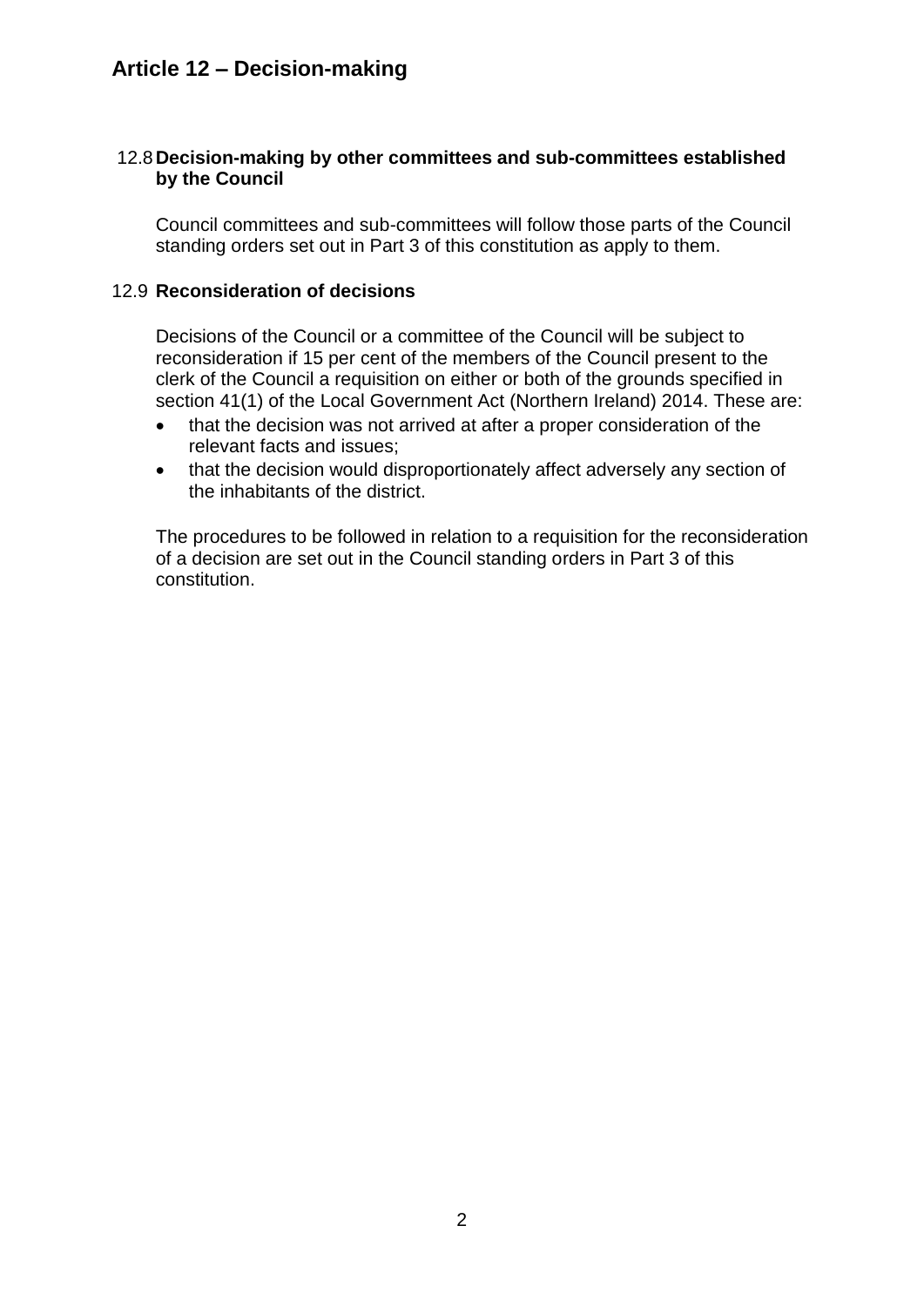## Article 12 – Decision-making

### 12.8 Decision-making by other committees and sub-committees established by the Council

Council committees and sub-committees will follow those parts of the Council standing orders set out in Part 3 of this constitution as apply to them.

### 12.9 Reconsideration of decisions

Decisions of the Council or a committee of the Council will be subject to reconsideration if 15 per cent of the members of the Council present to the clerk of the Council a requisition on either or both of the grounds specified in section 41(1) of the Local Government Act (Northern Ireland) 2014. These are:

- that the decision was not arrived at after a proper consideration of the relevant facts and issues;
- that the decision would disproportionately affect adversely any section of the inhabitants of the district.

The procedures to be followed in relation to a requisition for the reconsideration of a decision are set out in the Council standing orders in Part 3 of this constitution.